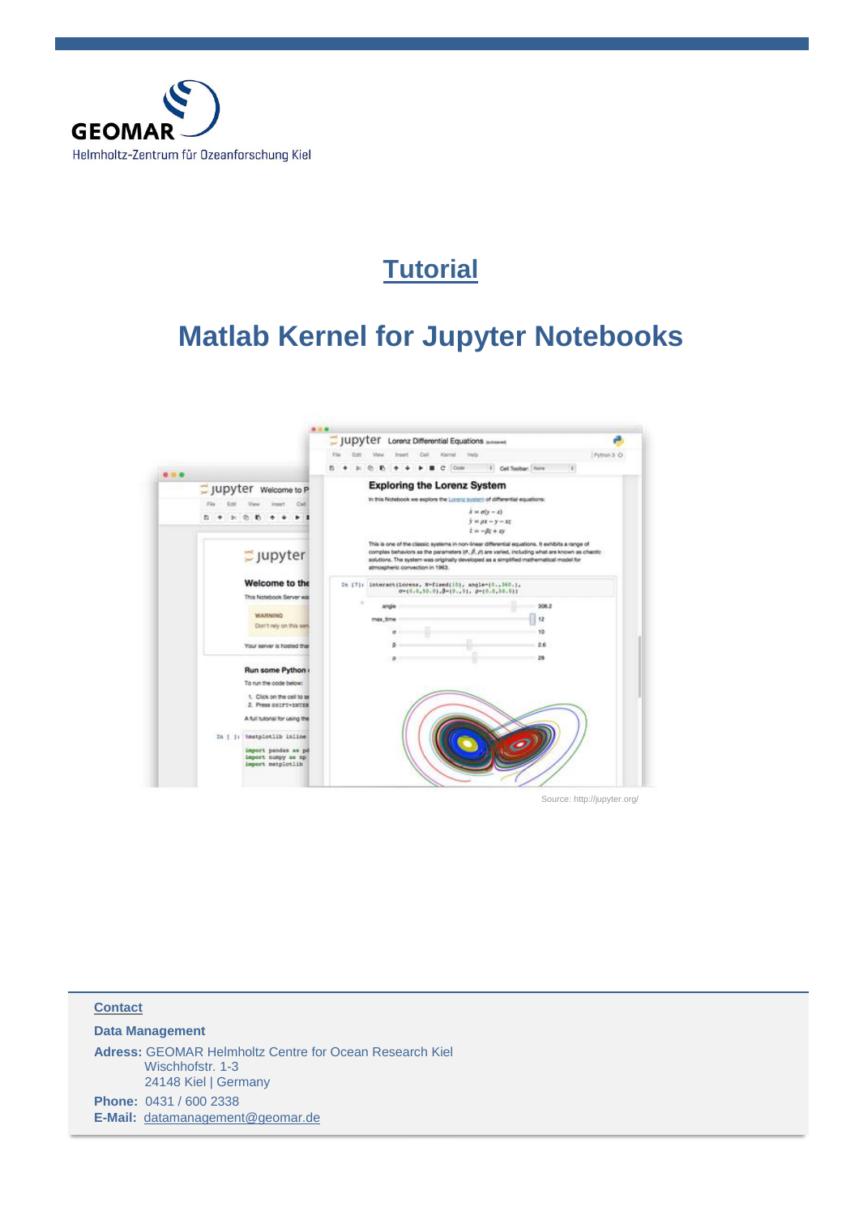GEOMAR

Helmholtz-Zentrum für Ozeanforschung Kiel

# Tutorial

# Matlab Kernel for Jupyter Notebooks

Source: http://jupyter.org/

**Contact**

**Data Management**

**Adress:** GEOMAR Helmholtz Centre for Ocean Research Kiel
Wischhofstr. 1-3
24148 Kiel | Germany

**Phone:** 0431 / 600 2338
**E-Mail:** datamanagement@geomar.de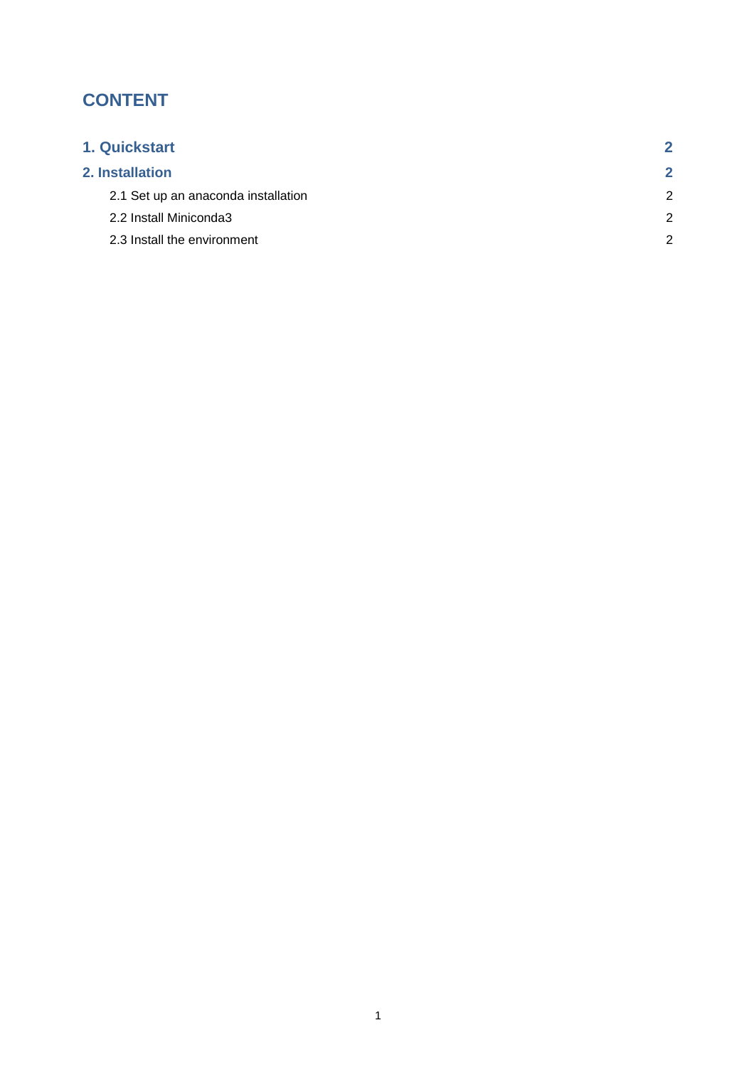# CONTENT

| | |
|---|---|
| **1. Quickstart** | **2** |
| **2. Installation** | **2** |
| 2.1 Set up an anaconda installation | 2 |
| 2.2 Install Miniconda3 | 2 |
| 2.3 Install the environment | 2 |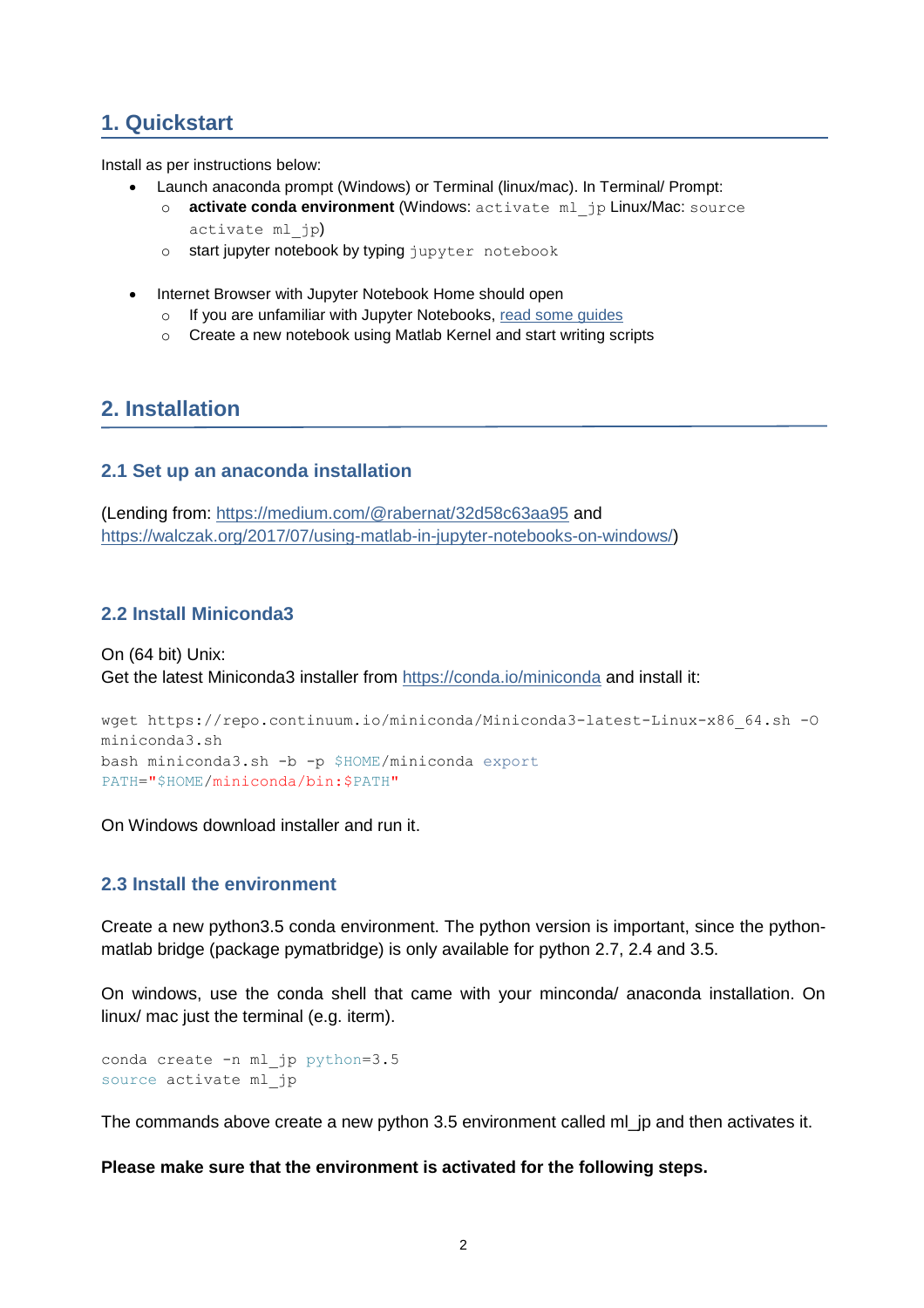## 1. Quickstart

Install as per instructions below:

- Launch anaconda prompt (Windows) or Terminal (linux/mac). In Terminal/ Prompt:
  - **activate conda environment** (Windows: `activate ml_jp` Linux/Mac: `source activate ml_jp`)
  - start jupyter notebook by typing `jupyter notebook`

- Internet Browser with Jupyter Notebook Home should open
  - If you are unfamiliar with Jupyter Notebooks, read some guides
  - Create a new notebook using Matlab Kernel and start writing scripts

## 2. Installation

### 2.1 Set up an anaconda installation

(Lending from: https://medium.com/@rabernat/32d58c63aa95 and https://walczak.org/2017/07/using-matlab-in-jupyter-notebooks-on-windows/)

### 2.2 Install Miniconda3

On (64 bit) Unix:
Get the latest Miniconda3 installer from https://conda.io/miniconda and install it:

```
wget https://repo.continuum.io/miniconda/Miniconda3-latest-Linux-x86_64.sh -O miniconda3.sh
bash miniconda3.sh -b -p $HOME/miniconda export
PATH="$HOME/miniconda/bin:$PATH"
```

On Windows download installer and run it.

### 2.3 Install the environment

Create a new python3.5 conda environment. The python version is important, since the python-matlab bridge (package pymatbridge) is only available for python 2.7, 2.4 and 3.5.

On windows, use the conda shell that came with your minconda/ anaconda installation. On linux/ mac just the terminal (e.g. iterm).

```
conda create -n ml_jp python=3.5
source activate ml_jp
```

The commands above create a new python 3.5 environment called ml_jp and then activates it.

**Please make sure that the environment is activated for the following steps.**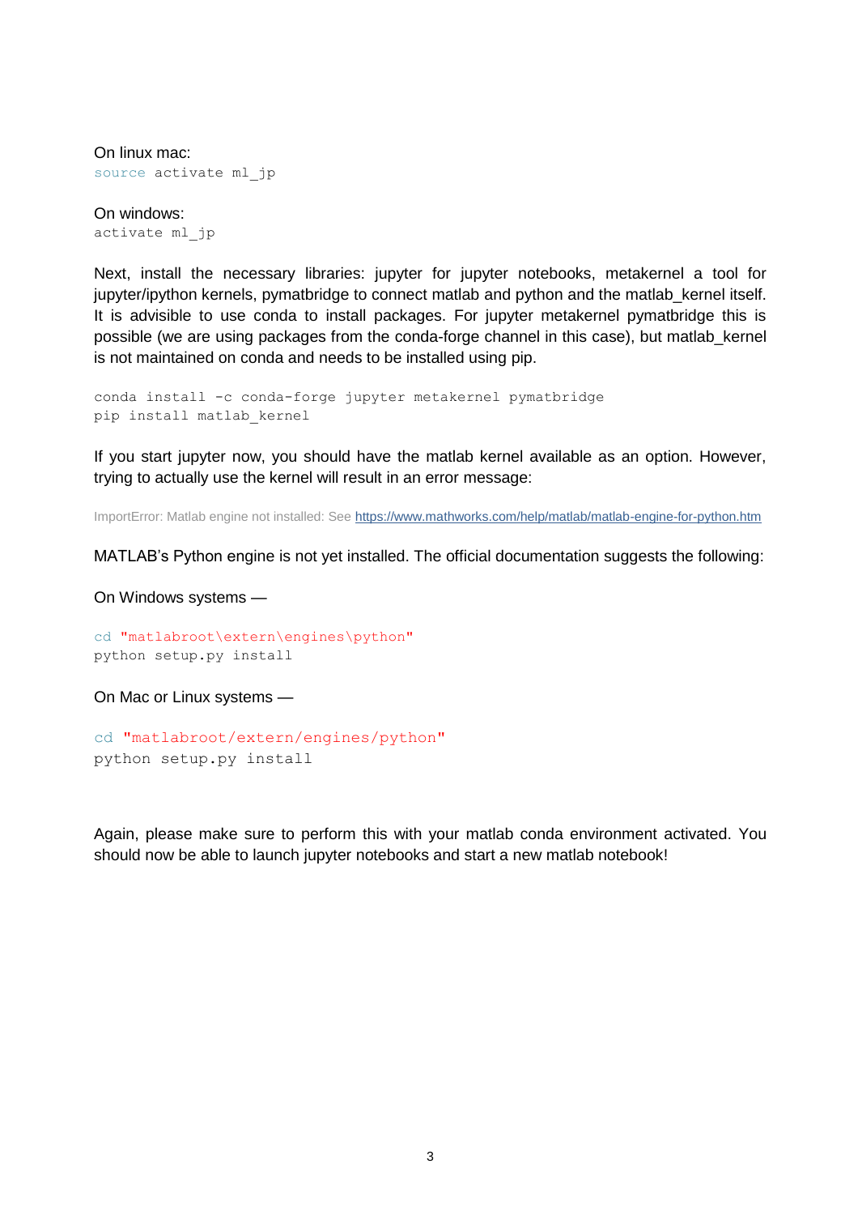On linux mac:
```
source activate ml_jp
```

On windows:
```
activate ml_jp
```

Next, install the necessary libraries: jupyter for jupyter notebooks, metakernel a tool for jupyter/ipython kernels, pymatbridge to connect matlab and python and the matlab_kernel itself. It is advisible to use conda to install packages. For jupyter metakernel pymatbridge this is possible (we are using packages from the conda-forge channel in this case), but matlab_kernel is not maintained on conda and needs to be installed using pip.

```
conda install -c conda-forge jupyter metakernel pymatbridge
pip install matlab_kernel
```

If you start jupyter now, you should have the matlab kernel available as an option. However, trying to actually use the kernel will result in an error message:

ImportError: Matlab engine not installed: See https://www.mathworks.com/help/matlab/matlab-engine-for-python.htm

MATLAB's Python engine is not yet installed. The official documentation suggests the following:

On Windows systems —

```
cd "matlabroot\extern\engines\python"
python setup.py install
```

On Mac or Linux systems —

```
cd "matlabroot/extern/engines/python"
python setup.py install
```

Again, please make sure to perform this with your matlab conda environment activated. You should now be able to launch jupyter notebooks and start a new matlab notebook!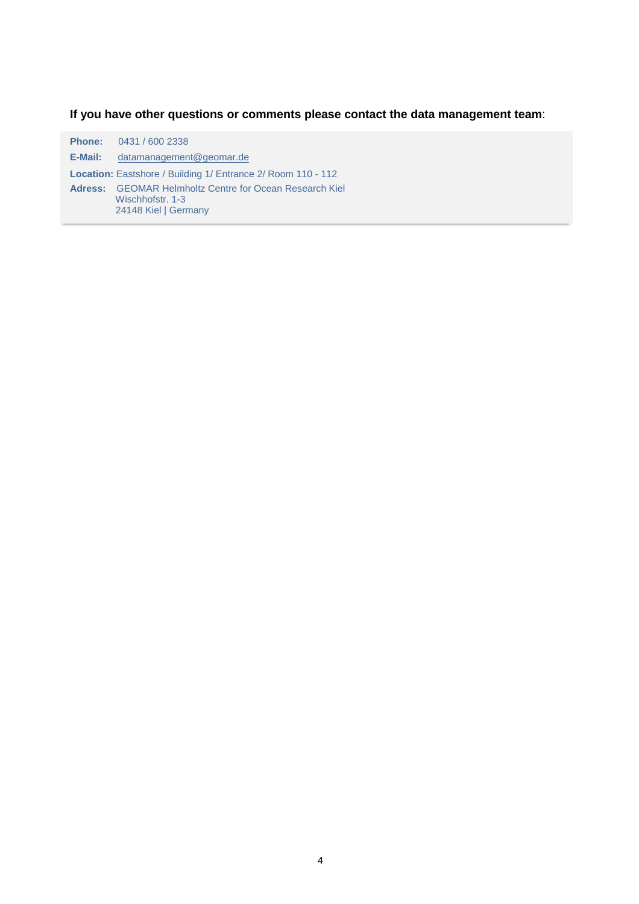**If you have other questions or comments please contact the data management team**:

**Phone:** 0431 / 600 2338

**E-Mail:** datamanagement@geomar.de

**Location:** Eastshore / Building 1/ Entrance 2/ Room 110 - 112

**Adress:** GEOMAR Helmholtz Centre for Ocean Research Kiel
Wischhofstr. 1-3
24148 Kiel | Germany